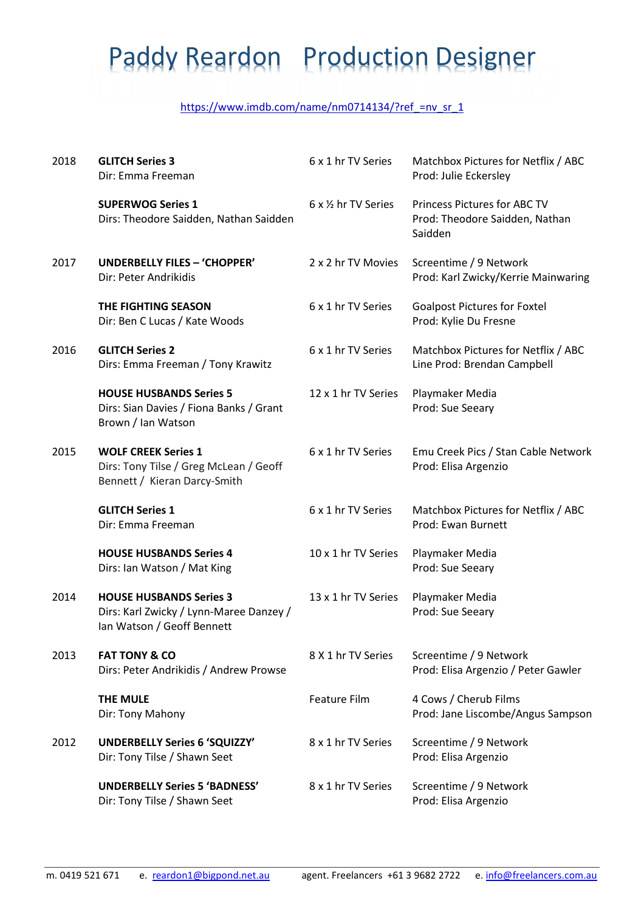# Paddy Reardon Production Designer

https://www.imdb.com/name/nm0714134/?ref_=nv_sr_1

| | | | |
|---|---|---|---|
| 2018 | **GLITCH Series 3**<br>Dir: Emma Freeman | 6 x 1 hr TV Series | Matchbox Pictures for Netflix / ABC<br>Prod: Julie Eckersley |
| | **SUPERWOG Series 1**<br>Dirs: Theodore Saidden, Nathan Saidden | 6 x ½ hr TV Series | Princess Pictures for ABC TV<br>Prod: Theodore Saidden, Nathan Saidden |
| 2017 | **UNDERBELLY FILES – 'CHOPPER'**<br>Dir: Peter Andrikidis | 2 x 2 hr TV Movies | Screentime / 9 Network<br>Prod: Karl Zwicky/Kerrie Mainwaring |
| | **THE FIGHTING SEASON**<br>Dir: Ben C Lucas / Kate Woods | 6 x 1 hr TV Series | Goalpost Pictures for Foxtel<br>Prod: Kylie Du Fresne |
| 2016 | **GLITCH Series 2**<br>Dirs: Emma Freeman / Tony Krawitz | 6 x 1 hr TV Series | Matchbox Pictures for Netflix / ABC<br>Line Prod: Brendan Campbell |
| | **HOUSE HUSBANDS Series 5**<br>Dirs: Sian Davies / Fiona Banks / Grant Brown / Ian Watson | 12 x 1 hr TV Series | Playmaker Media<br>Prod: Sue Seeary |
| 2015 | **WOLF CREEK Series 1**<br>Dirs: Tony Tilse / Greg McLean / Geoff Bennett / Kieran Darcy-Smith | 6 x 1 hr TV Series | Emu Creek Pics / Stan Cable Network<br>Prod: Elisa Argenzio |
| | **GLITCH Series 1**<br>Dir: Emma Freeman | 6 x 1 hr TV Series | Matchbox Pictures for Netflix / ABC<br>Prod: Ewan Burnett |
| | **HOUSE HUSBANDS Series 4**<br>Dirs: Ian Watson / Mat King | 10 x 1 hr TV Series | Playmaker Media<br>Prod: Sue Seeary |
| 2014 | **HOUSE HUSBANDS Series 3**<br>Dirs: Karl Zwicky / Lynn-Maree Danzey / Ian Watson / Geoff Bennett | 13 x 1 hr TV Series | Playmaker Media<br>Prod: Sue Seeary |
| 2013 | **FAT TONY & CO**<br>Dirs: Peter Andrikidis / Andrew Prowse | 8 X 1 hr TV Series | Screentime / 9 Network<br>Prod: Elisa Argenzio / Peter Gawler |
| | **THE MULE**<br>Dir: Tony Mahony | Feature Film | 4 Cows / Cherub Films<br>Prod: Jane Liscombe/Angus Sampson |
| 2012 | **UNDERBELLY Series 6 'SQUIZZY'**<br>Dir: Tony Tilse / Shawn Seet | 8 x 1 hr TV Series | Screentime / 9 Network<br>Prod: Elisa Argenzio |
| | **UNDERBELLY Series 5 'BADNESS'**<br>Dir: Tony Tilse / Shawn Seet | 8 x 1 hr TV Series | Screentime / 9 Network<br>Prod: Elisa Argenzio |

m. 0419 521 671 e. reardon1@bigpond.net.au agent. Freelancers +61 3 9682 2722 e. info@freelancers.com.au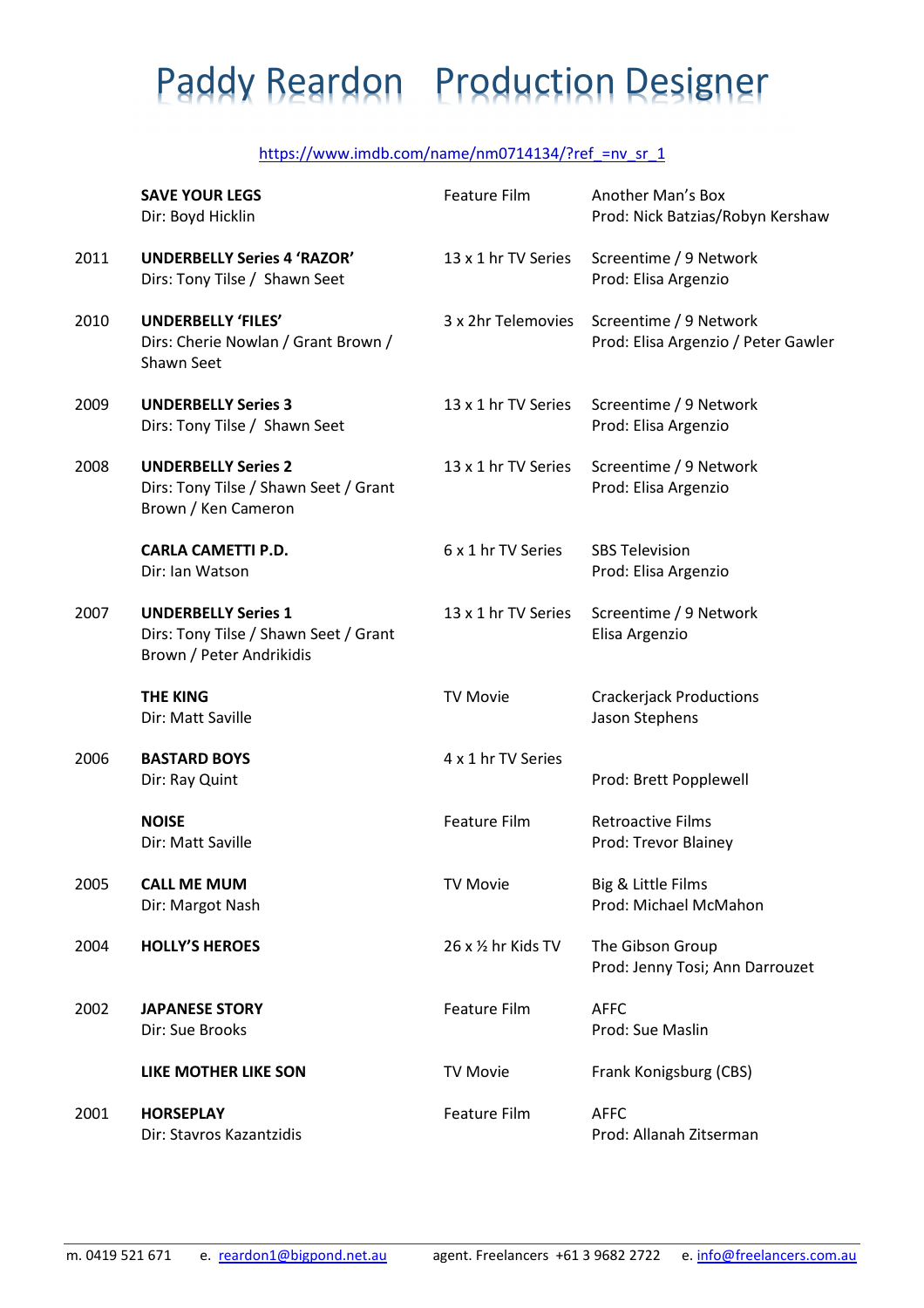# Paddy Reardon   Production Designer

https://www.imdb.com/name/nm0714134/?ref_=nv_sr_1

| Year | Title | Format | Company / Producer |
|---|---|---|---|
| | **SAVE YOUR LEGS**<br>Dir: Boyd Hicklin | Feature Film | Another Man's Box<br>Prod: Nick Batzias/Robyn Kershaw |
| 2011 | **UNDERBELLY Series 4 'RAZOR'**<br>Dirs: Tony Tilse / Shawn Seet | 13 x 1 hr TV Series | Screentime / 9 Network<br>Prod: Elisa Argenzio |
| 2010 | **UNDERBELLY 'FILES'**<br>Dirs: Cherie Nowlan / Grant Brown / Shawn Seet | 3 x 2hr Telemovies | Screentime / 9 Network<br>Prod: Elisa Argenzio / Peter Gawler |
| 2009 | **UNDERBELLY Series 3**<br>Dirs: Tony Tilse / Shawn Seet | 13 x 1 hr TV Series | Screentime / 9 Network<br>Prod: Elisa Argenzio |
| 2008 | **UNDERBELLY Series 2**<br>Dirs: Tony Tilse / Shawn Seet / Grant Brown / Ken Cameron | 13 x 1 hr TV Series | Screentime / 9 Network<br>Prod: Elisa Argenzio |
| | **CARLA CAMETTI P.D.**<br>Dir: Ian Watson | 6 x 1 hr TV Series | SBS Television<br>Prod: Elisa Argenzio |
| 2007 | **UNDERBELLY Series 1**<br>Dirs: Tony Tilse / Shawn Seet / Grant Brown / Peter Andrikidis | 13 x 1 hr TV Series | Screentime / 9 Network<br>Elisa Argenzio |
| | **THE KING**<br>Dir: Matt Saville | TV Movie | Crackerjack Productions<br>Jason Stephens |
| 2006 | **BASTARD BOYS**<br>Dir: Ray Quint | 4 x 1 hr TV Series | Prod: Brett Popplewell |
| | **NOISE**<br>Dir: Matt Saville | Feature Film | Retroactive Films<br>Prod: Trevor Blainey |
| 2005 | **CALL ME MUM**<br>Dir: Margot Nash | TV Movie | Big & Little Films<br>Prod: Michael McMahon |
| 2004 | **HOLLY'S HEROES** | 26 x ½ hr Kids TV | The Gibson Group<br>Prod: Jenny Tosi; Ann Darrouzet |
| 2002 | **JAPANESE STORY**<br>Dir: Sue Brooks | Feature Film | AFFC<br>Prod: Sue Maslin |
| | **LIKE MOTHER LIKE SON** | TV Movie | Frank Konigsburg (CBS) |
| 2001 | **HORSEPLAY**<br>Dir: Stavros Kazantzidis | Feature Film | AFFC<br>Prod: Allanah Zitserman |

m. 0419 521 671   e. reardon1@bigpond.net.au   agent. Freelancers +61 3 9682 2722   e. info@freelancers.com.au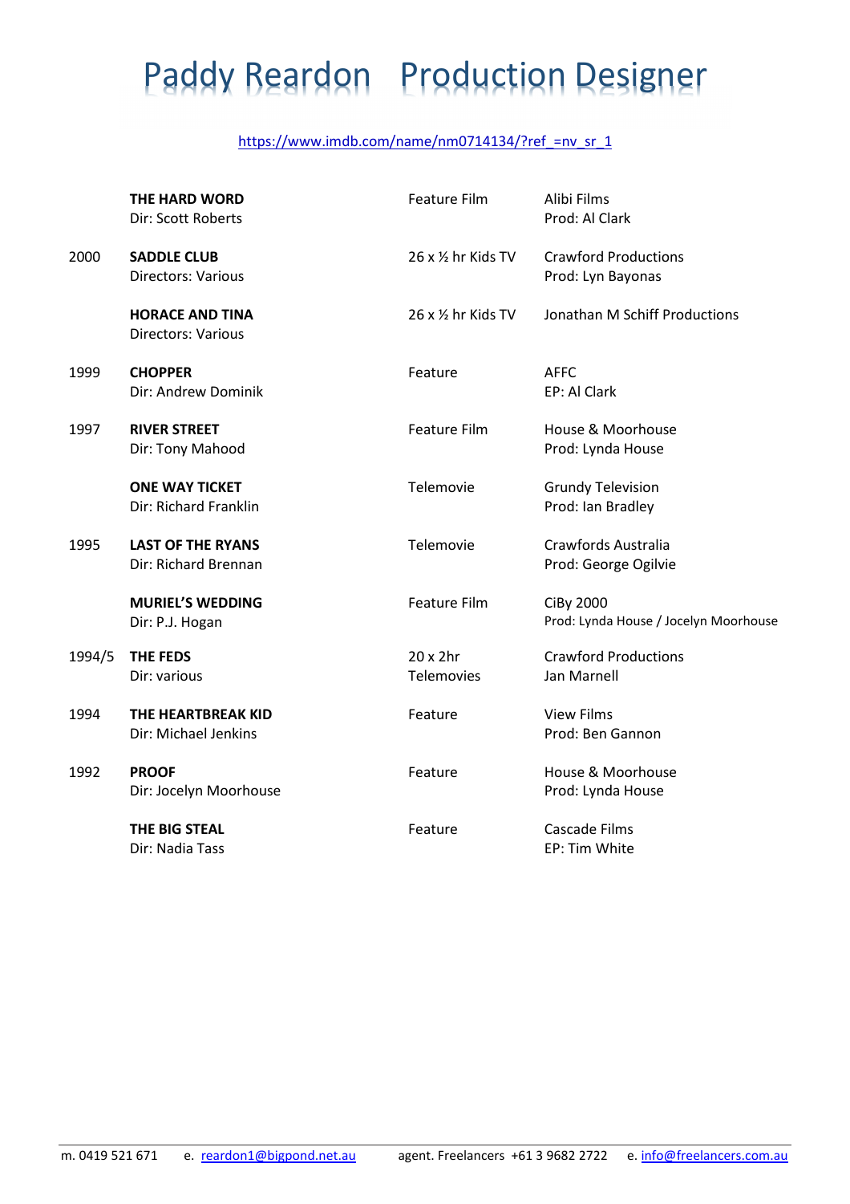# Paddy Reardon Production Designer

https://www.imdb.com/name/nm0714134/?ref_=nv_sr_1

| | | | |
|---|---|---|---|
| | **THE HARD WORD**<br>Dir: Scott Roberts | Feature Film | Alibi Films<br>Prod: Al Clark |
| 2000 | **SADDLE CLUB**<br>Directors: Various | 26 x ½ hr Kids TV | Crawford Productions<br>Prod: Lyn Bayonas |
| | **HORACE AND TINA**<br>Directors: Various | 26 x ½ hr Kids TV | Jonathan M Schiff Productions |
| 1999 | **CHOPPER**<br>Dir: Andrew Dominik | Feature | AFFC<br>EP: Al Clark |
| 1997 | **RIVER STREET**<br>Dir: Tony Mahood | Feature Film | House & Moorhouse<br>Prod: Lynda House |
| | **ONE WAY TICKET**<br>Dir: Richard Franklin | Telemovie | Grundy Television<br>Prod: Ian Bradley |
| 1995 | **LAST OF THE RYANS**<br>Dir: Richard Brennan | Telemovie | Crawfords Australia<br>Prod: George Ogilvie |
| | **MURIEL'S WEDDING**<br>Dir: P.J. Hogan | Feature Film | CiBy 2000<br>Prod: Lynda House / Jocelyn Moorhouse |
| 1994/5 | **THE FEDS**<br>Dir: various | 20 x 2hr<br>Telemovies | Crawford Productions<br>Jan Marnell |
| 1994 | **THE HEARTBREAK KID**<br>Dir: Michael Jenkins | Feature | View Films<br>Prod: Ben Gannon |
| 1992 | **PROOF**<br>Dir: Jocelyn Moorhouse | Feature | House & Moorhouse<br>Prod: Lynda House |
| | **THE BIG STEAL**<br>Dir: Nadia Tass | Feature | Cascade Films<br>EP: Tim White |

m. 0419 521 671 e. reardon1@bigpond.net.au agent. Freelancers +61 3 9682 2722 e. info@freelancers.com.au